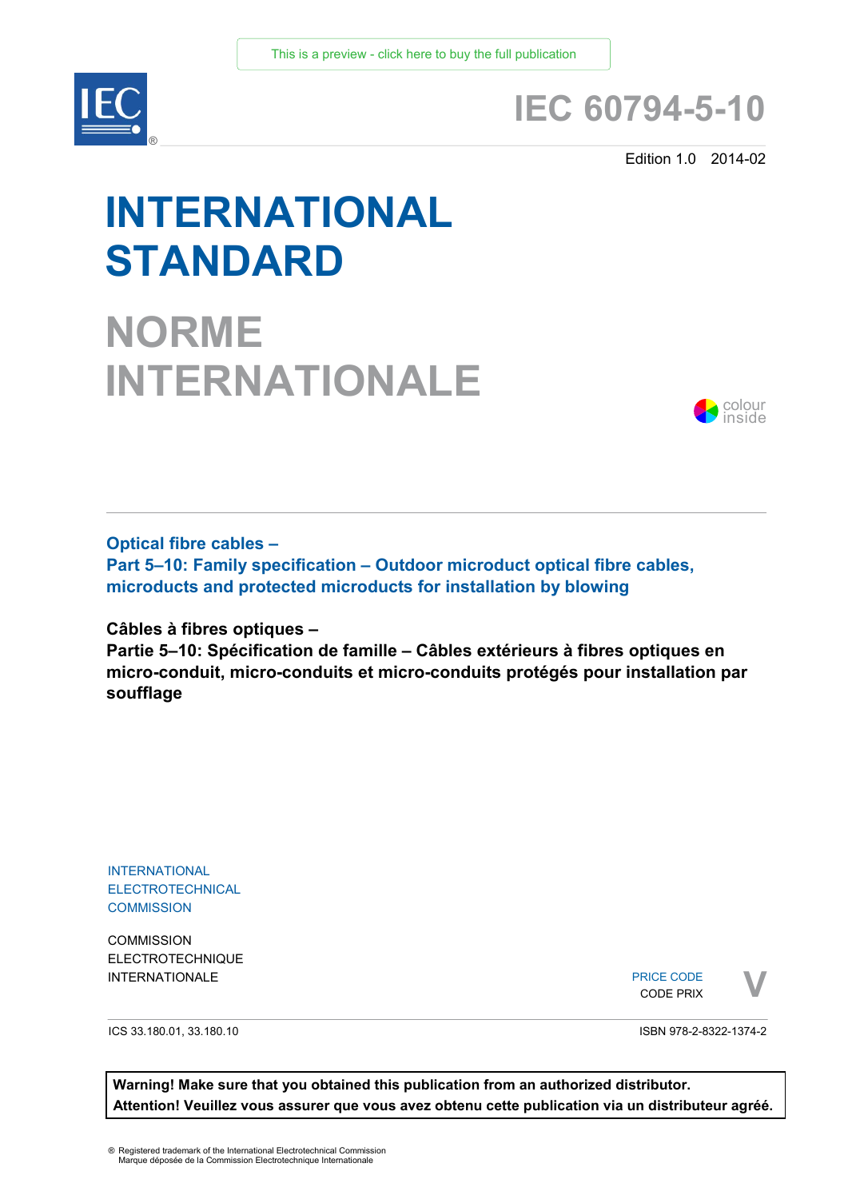This is a preview - click here to buy the full publication

# IEC 60794-5-10

Edition 1.0 2014-02

# INTERNATIONAL STANDARD

# NORME INTERNATIONALE

colour inside

**Optical fibre cables –**
**Part 5–10: Family specification – Outdoor microduct optical fibre cables, microducts and protected microducts for installation by blowing**

**Câbles à fibres optiques –**
**Partie 5–10: Spécification de famille – Câbles extérieurs à fibres optiques en micro-conduit, micro-conduits et micro-conduits protégés pour installation par soufflage**

INTERNATIONAL
ELECTROTECHNICAL
COMMISSION

COMMISSION
ELECTROTECHNIQUE
INTERNATIONALE

PRICE CODE
CODE PRIX **V**

ICS 33.180.01, 33.180.10

ISBN 978-2-8322-1374-2

**Warning! Make sure that you obtained this publication from an authorized distributor.**
**Attention! Veuillez vous assurer que vous avez obtenu cette publication via un distributeur agréé.**

® Registered trademark of the International Electrotechnical Commission
Marque déposée de la Commission Electrotechnique Internationale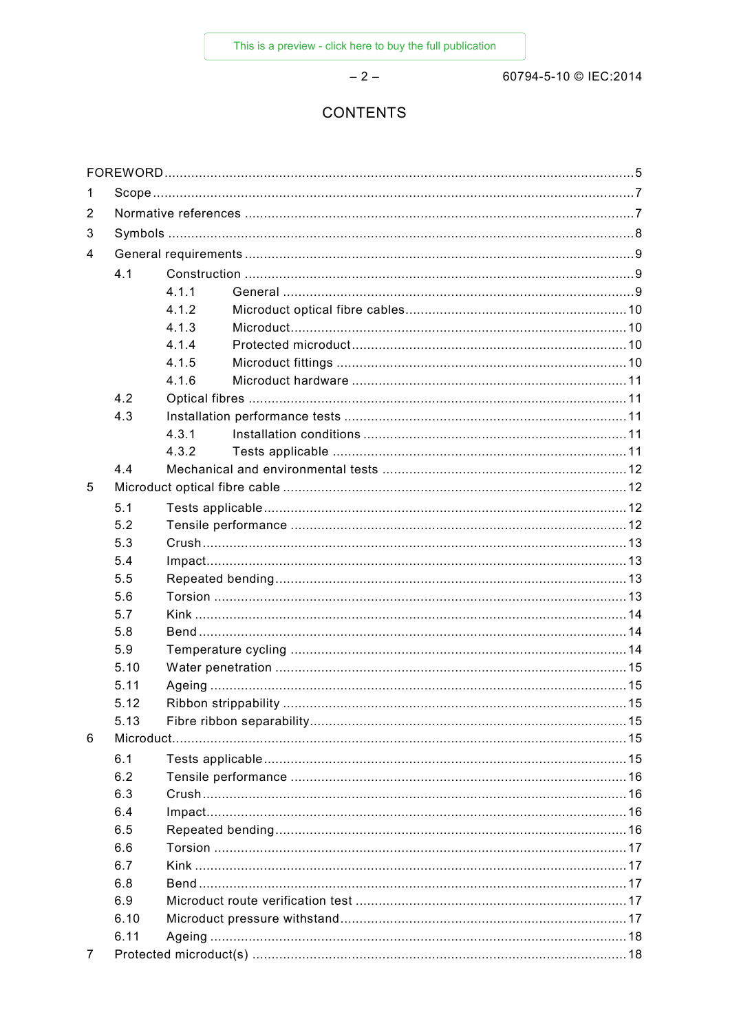# CONTENTS

FOREWORD ........................................................................................................................... 5

1 Scope ............................................................................................................................... 7

2 Normative references ........................................................................................................ 7

3 Symbols ............................................................................................................................ 8

4 General requirements ....................................................................................................... 9

4.1 Construction ............................................................................................................. 9

4.1.1 General ............................................................................................................ 9

4.1.2 Microduct optical fibre cables ......................................................................... 10

4.1.3 Microduct ....................................................................................................... 10

4.1.4 Protected microduct ....................................................................................... 10

4.1.5 Microduct fittings ............................................................................................ 10

4.1.6 Microduct hardware ........................................................................................ 11

4.2 Optical fibres ........................................................................................................... 11

4.3 Installation performance tests ................................................................................. 11

4.3.1 Installation conditions ..................................................................................... 11

4.3.2 Tests applicable ............................................................................................. 11

4.4 Mechanical and environmental tests ....................................................................... 12

5 Microduct optical fibre cable ........................................................................................... 12

5.1 Tests applicable ....................................................................................................... 12

5.2 Tensile performance ................................................................................................ 12

5.3 Crush ....................................................................................................................... 13

5.4 Impact ...................................................................................................................... 13

5.5 Repeated bending .................................................................................................... 13

5.6 Torsion .................................................................................................................... 13

5.7 Kink ......................................................................................................................... 14

5.8 Bend ........................................................................................................................ 14

5.9 Temperature cycling ................................................................................................ 14

5.10 Water penetration .................................................................................................... 15

5.11 Ageing ..................................................................................................................... 15

5.12 Ribbon strippability ................................................................................................. 15

5.13 Fibre ribbon separability .......................................................................................... 15

6 Microduct ........................................................................................................................ 15

6.1 Tests applicable ....................................................................................................... 15

6.2 Tensile performance ................................................................................................ 16

6.3 Crush ....................................................................................................................... 16

6.4 Impact ...................................................................................................................... 16

6.5 Repeated bending .................................................................................................... 16

6.6 Torsion .................................................................................................................... 17

6.7 Kink ......................................................................................................................... 17

6.8 Bend ........................................................................................................................ 17

6.9 Microduct route verification test ............................................................................... 17

6.10 Microduct pressure withstand ................................................................................... 17

6.11 Ageing ..................................................................................................................... 18

7 Protected microduct(s) .................................................................................................... 18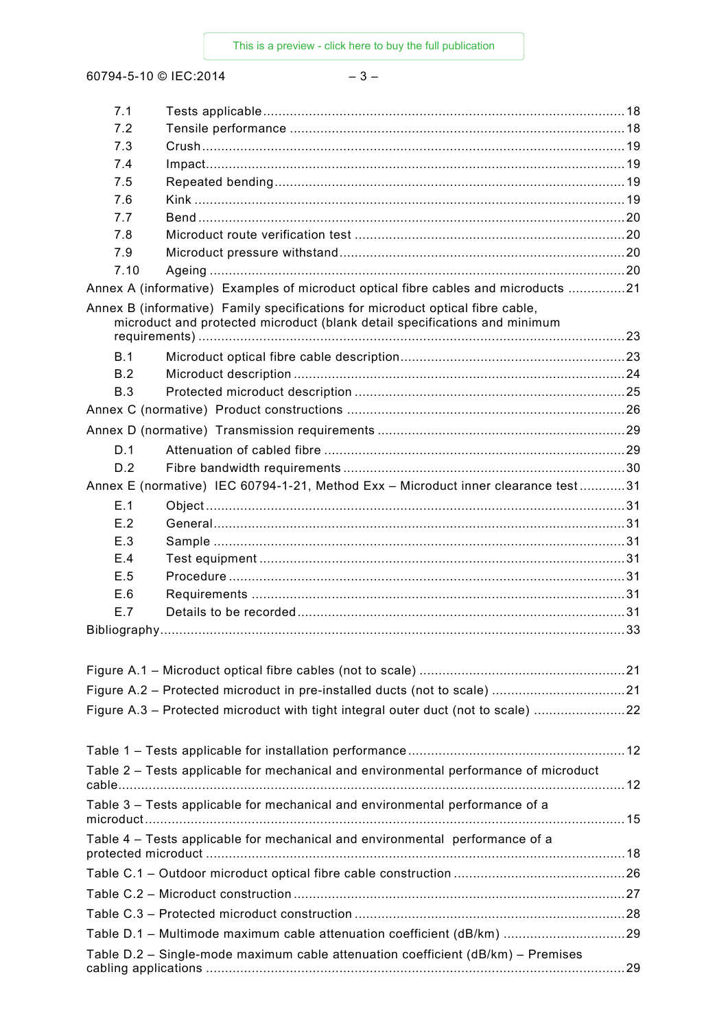7.1 Tests applicable .......................................................................................... 18

7.2 Tensile performance ....................................................................................... 18

7.3 Crush ................................................................................................................ 19

7.4 Impact ............................................................................................................... 19

7.5 Repeated bending ............................................................................................ 19

7.6 Kink ................................................................................................................... 19

7.7 Bend .................................................................................................................. 20

7.8 Microduct route verification test ...................................................................... 20

7.9 Microduct pressure withstand .......................................................................... 20

7.10 Ageing ............................................................................................................. 20

Annex A (informative) Examples of microduct optical fibre cables and microducts ............... 21

Annex B (informative) Family specifications for microduct optical fibre cable, microduct and protected microduct (blank detail specifications and minimum requirements) ........................................................................................................................... 23

B.1 Microduct optical fibre cable description ........................................................... 23

B.2 Microduct description ...................................................................................... 24

B.3 Protected microduct description ...................................................................... 25

Annex C (normative) Product constructions ........................................................................ 26

Annex D (normative) Transmission requirements ................................................................ 29

D.1 Attenuation of cabled fibre .............................................................................. 29

D.2 Fibre bandwidth requirements .......................................................................... 30

Annex E (normative) IEC 60794-1-21, Method Exx – Microduct inner clearance test ............ 31

E.1 Object ............................................................................................................... 31

E.2 General .............................................................................................................. 31

E.3 Sample ............................................................................................................... 31

E.4 Test equipment .................................................................................................. 31

E.5 Procedure .......................................................................................................... 31

E.6 Requirements .................................................................................................... 31

E.7 Details to be recorded ...................................................................................... 31

Bibliography ......................................................................................................................... 33

Figure A.1 – Microduct optical fibre cables (not to scale) ...................................................... 21

Figure A.2 – Protected microduct in pre-installed ducts (not to scale) ................................... 21

Figure A.3 – Protected microduct with tight integral outer duct (not to scale) ........................ 22

Table 1 – Tests applicable for installation performance ........................................................ 12

Table 2 – Tests applicable for mechanical and environmental performance of microduct cable ..................................................................................................................................... 12

Table 3 – Tests applicable for mechanical and environmental performance of a microduct ................................................................................................................................ 15

Table 4 – Tests applicable for mechanical and environmental performance of a protected microduct ............................................................................................................. 18

Table C.1 – Outdoor microduct optical fibre cable construction ............................................ 26

Table C.2 – Microduct construction ...................................................................................... 27

Table C.3 – Protected microduct construction ...................................................................... 28

Table D.1 – Multimode maximum cable attenuation coefficient (dB/km) ................................ 29

Table D.2 – Single-mode maximum cable attenuation coefficient (dB/km) – Premises cabling applications ............................................................................................................. 29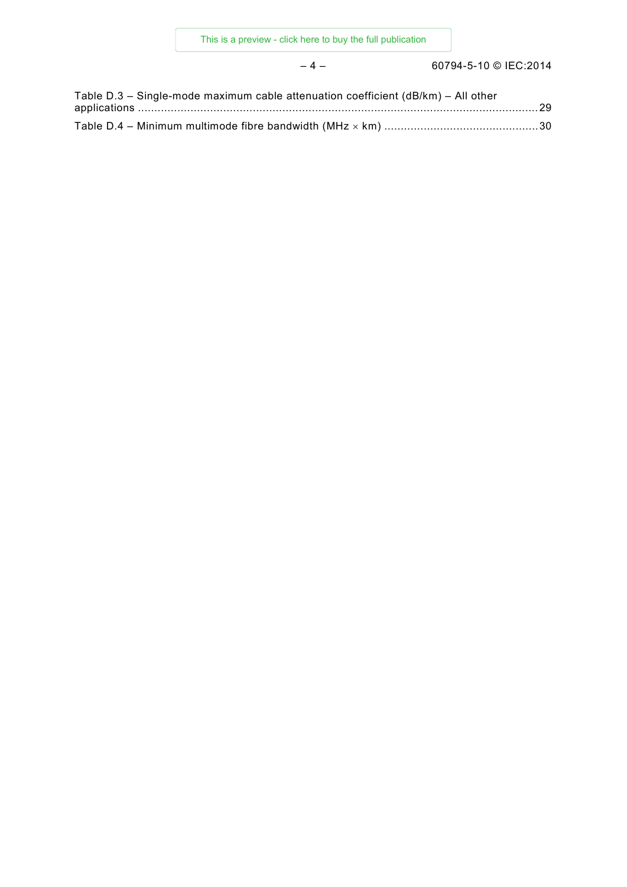Table D.3 – Single-mode maximum cable attenuation coefficient (dB/km) – All other applications ........................................................................................................................ 29

Table D.4 – Minimum multimode fibre bandwidth (MHz × km) .............................................. 30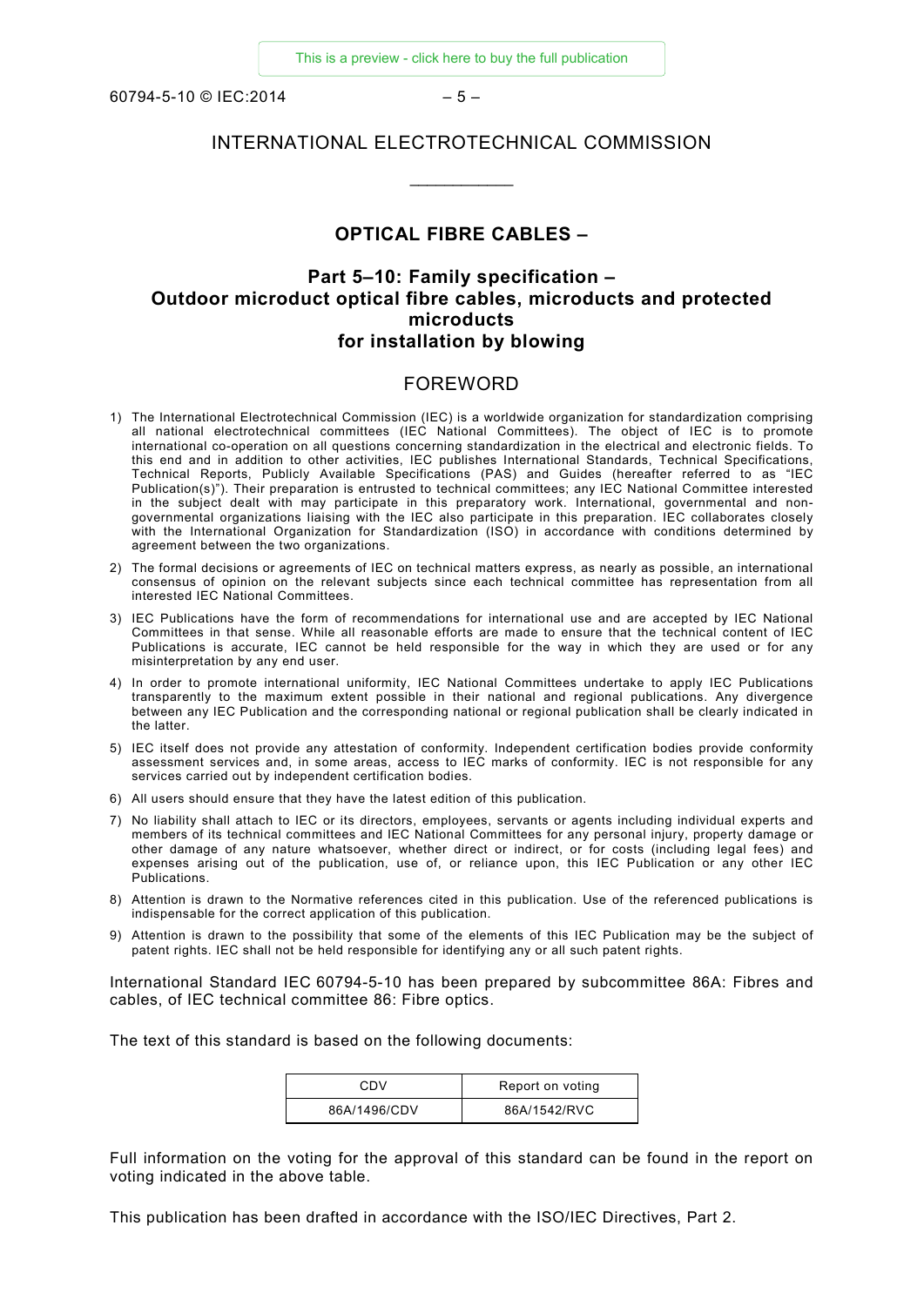# INTERNATIONAL ELECTROTECHNICAL COMMISSION

\_\_\_\_\_\_\_\_\_\_\_\_

## OPTICAL FIBRE CABLES –

## Part 5–10: Family specification – Outdoor microduct optical fibre cables, microducts and protected microducts for installation by blowing

## FOREWORD

1) The International Electrotechnical Commission (IEC) is a worldwide organization for standardization comprising all national electrotechnical committees (IEC National Committees). The object of IEC is to promote international co-operation on all questions concerning standardization in the electrical and electronic fields. To this end and in addition to other activities, IEC publishes International Standards, Technical Specifications, Technical Reports, Publicly Available Specifications (PAS) and Guides (hereafter referred to as "IEC Publication(s)"). Their preparation is entrusted to technical committees; any IEC National Committee interested in the subject dealt with may participate in this preparatory work. International, governmental and non-governmental organizations liaising with the IEC also participate in this preparation. IEC collaborates closely with the International Organization for Standardization (ISO) in accordance with conditions determined by agreement between the two organizations.
2) The formal decisions or agreements of IEC on technical matters express, as nearly as possible, an international consensus of opinion on the relevant subjects since each technical committee has representation from all interested IEC National Committees.
3) IEC Publications have the form of recommendations for international use and are accepted by IEC National Committees in that sense. While all reasonable efforts are made to ensure that the technical content of IEC Publications is accurate, IEC cannot be held responsible for the way in which they are used or for any misinterpretation by any end user.
4) In order to promote international uniformity, IEC National Committees undertake to apply IEC Publications transparently to the maximum extent possible in their national and regional publications. Any divergence between any IEC Publication and the corresponding national or regional publication shall be clearly indicated in the latter.
5) IEC itself does not provide any attestation of conformity. Independent certification bodies provide conformity assessment services and, in some areas, access to IEC marks of conformity. IEC is not responsible for any services carried out by independent certification bodies.
6) All users should ensure that they have the latest edition of this publication.
7) No liability shall attach to IEC or its directors, employees, servants or agents including individual experts and members of its technical committees and IEC National Committees for any personal injury, property damage or other damage of any nature whatsoever, whether direct or indirect, or for costs (including legal fees) and expenses arising out of the publication, use of, or reliance upon, this IEC Publication or any other IEC Publications.
8) Attention is drawn to the Normative references cited in this publication. Use of the referenced publications is indispensable for the correct application of this publication.
9) Attention is drawn to the possibility that some of the elements of this IEC Publication may be the subject of patent rights. IEC shall not be held responsible for identifying any or all such patent rights.

International Standard IEC 60794-5-10 has been prepared by subcommittee 86A: Fibres and cables, of IEC technical committee 86: Fibre optics.

The text of this standard is based on the following documents:

| CDV | Report on voting |
|---|---|
| 86A/1496/CDV | 86A/1542/RVC |

Full information on the voting for the approval of this standard can be found in the report on voting indicated in the above table.

This publication has been drafted in accordance with the ISO/IEC Directives, Part 2.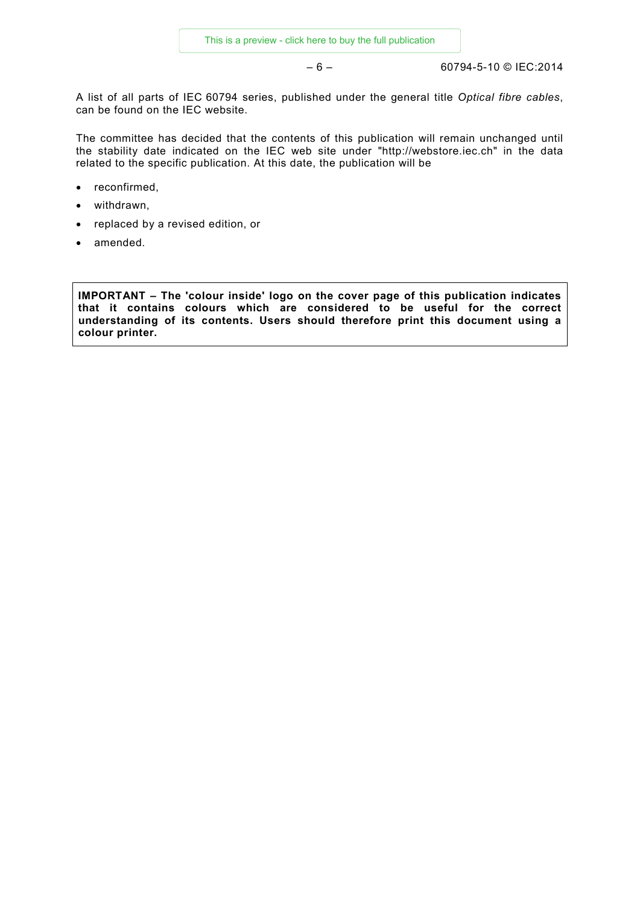A list of all parts of IEC 60794 series, published under the general title *Optical fibre cables*, can be found on the IEC website.

The committee has decided that the contents of this publication will remain unchanged until the stability date indicated on the IEC web site under "http://webstore.iec.ch" in the data related to the specific publication. At this date, the publication will be

- reconfirmed,
- withdrawn,
- replaced by a revised edition, or
- amended.

**IMPORTANT – The 'colour inside' logo on the cover page of this publication indicates that it contains colours which are considered to be useful for the correct understanding of its contents. Users should therefore print this document using a colour printer.**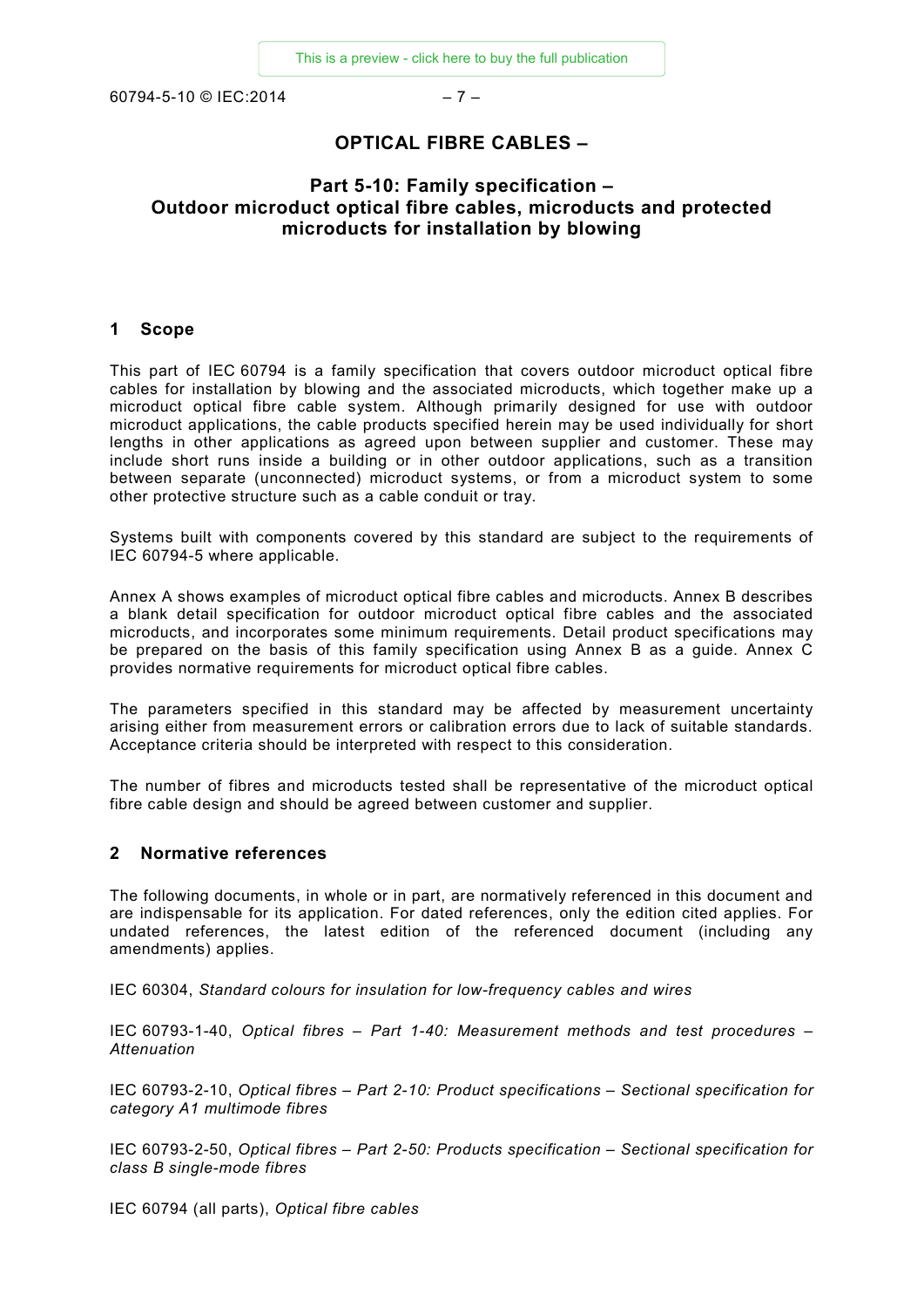# OPTICAL FIBRE CABLES –

## Part 5-10: Family specification – Outdoor microduct optical fibre cables, microducts and protected microducts for installation by blowing

## 1 Scope

This part of IEC 60794 is a family specification that covers outdoor microduct optical fibre cables for installation by blowing and the associated microducts, which together make up a microduct optical fibre cable system. Although primarily designed for use with outdoor microduct applications, the cable products specified herein may be used individually for short lengths in other applications as agreed upon between supplier and customer. These may include short runs inside a building or in other outdoor applications, such as a transition between separate (unconnected) microduct systems, or from a microduct system to some other protective structure such as a cable conduit or tray.

Systems built with components covered by this standard are subject to the requirements of IEC 60794-5 where applicable.

Annex A shows examples of microduct optical fibre cables and microducts. Annex B describes a blank detail specification for outdoor microduct optical fibre cables and the associated microducts, and incorporates some minimum requirements. Detail product specifications may be prepared on the basis of this family specification using Annex B as a guide. Annex C provides normative requirements for microduct optical fibre cables.

The parameters specified in this standard may be affected by measurement uncertainty arising either from measurement errors or calibration errors due to lack of suitable standards. Acceptance criteria should be interpreted with respect to this consideration.

The number of fibres and microducts tested shall be representative of the microduct optical fibre cable design and should be agreed between customer and supplier.

## 2 Normative references

The following documents, in whole or in part, are normatively referenced in this document and are indispensable for its application. For dated references, only the edition cited applies. For undated references, the latest edition of the referenced document (including any amendments) applies.

IEC 60304, *Standard colours for insulation for low-frequency cables and wires*

IEC 60793-1-40, *Optical fibres – Part 1-40: Measurement methods and test procedures – Attenuation*

IEC 60793-2-10, *Optical fibres – Part 2-10: Product specifications – Sectional specification for category A1 multimode fibres*

IEC 60793-2-50, *Optical fibres – Part 2-50: Products specification – Sectional specification for class B single-mode fibres*

IEC 60794 (all parts), *Optical fibre cables*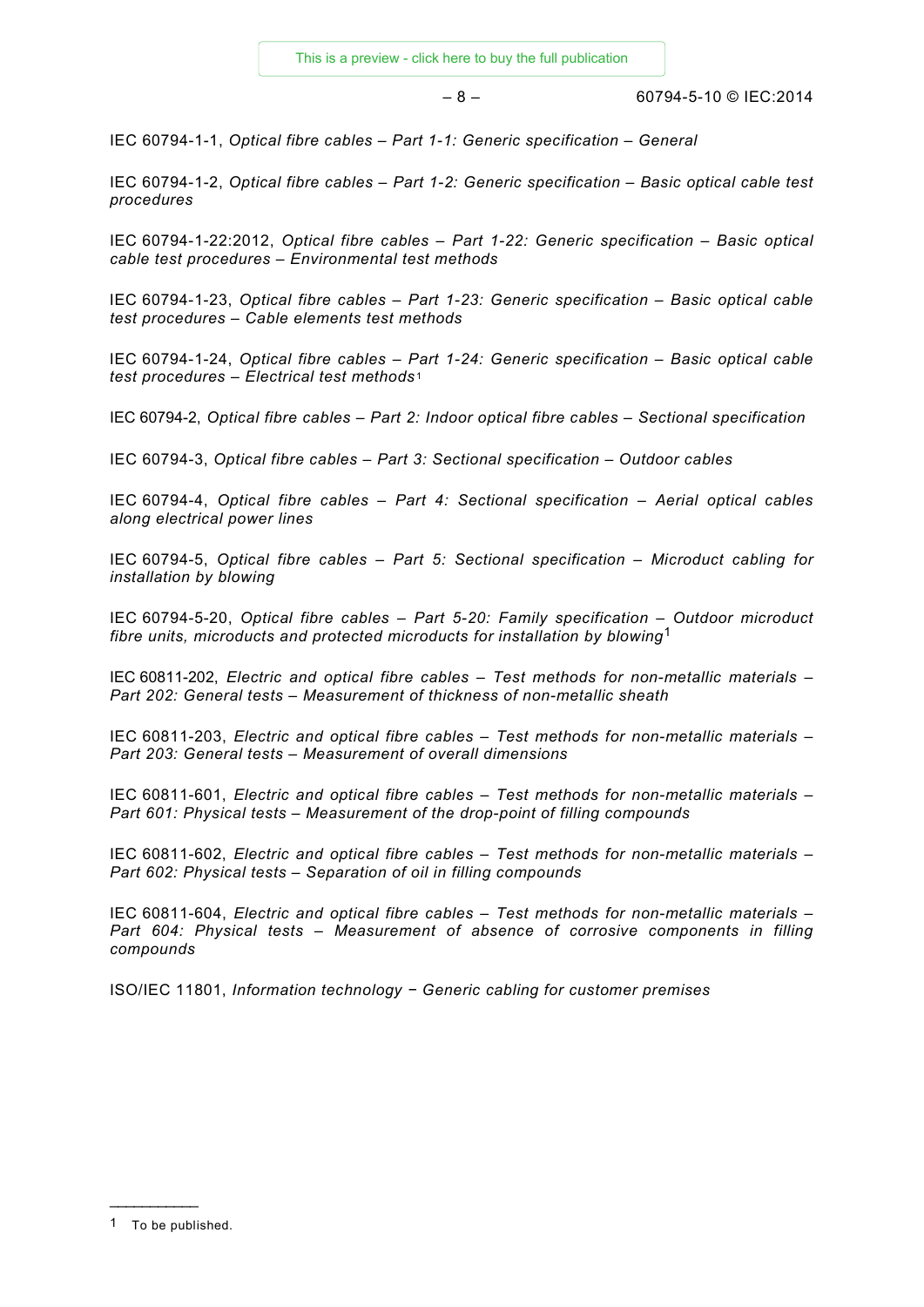IEC 60794-1-1, *Optical fibre cables – Part 1-1: Generic specification – General*

IEC 60794-1-2, *Optical fibre cables – Part 1-2: Generic specification – Basic optical cable test procedures*

IEC 60794-1-22:2012, *Optical fibre cables – Part 1-22: Generic specification – Basic optical cable test procedures – Environmental test methods*

IEC 60794-1-23, *Optical fibre cables – Part 1-23: Generic specification – Basic optical cable test procedures – Cable elements test methods*

IEC 60794-1-24, *Optical fibre cables – Part 1-24: Generic specification – Basic optical cable test procedures – Electrical test methods*[1]

IEC 60794-2, *Optical fibre cables – Part 2: Indoor optical fibre cables – Sectional specification*

IEC 60794-3, *Optical fibre cables – Part 3: Sectional specification – Outdoor cables*

IEC 60794-4, *Optical fibre cables – Part 4: Sectional specification – Aerial optical cables along electrical power lines*

IEC 60794-5, *Optical fibre cables – Part 5: Sectional specification – Microduct cabling for installation by blowing*

IEC 60794-5-20, *Optical fibre cables – Part 5-20: Family specification – Outdoor microduct fibre units, microducts and protected microducts for installation by blowing*[1]

IEC 60811-202, *Electric and optical fibre cables – Test methods for non-metallic materials – Part 202: General tests – Measurement of thickness of non-metallic sheath*

IEC 60811-203, *Electric and optical fibre cables – Test methods for non-metallic materials – Part 203: General tests – Measurement of overall dimensions*

IEC 60811-601, *Electric and optical fibre cables – Test methods for non-metallic materials – Part 601: Physical tests – Measurement of the drop-point of filling compounds*

IEC 60811-602, *Electric and optical fibre cables – Test methods for non-metallic materials – Part 602: Physical tests – Separation of oil in filling compounds*

IEC 60811-604, *Electric and optical fibre cables – Test methods for non-metallic materials – Part 604: Physical tests – Measurement of absence of corrosive components in filling compounds*

ISO/IEC 11801, *Information technology − Generic cabling for customer premises*

---

[1] To be published.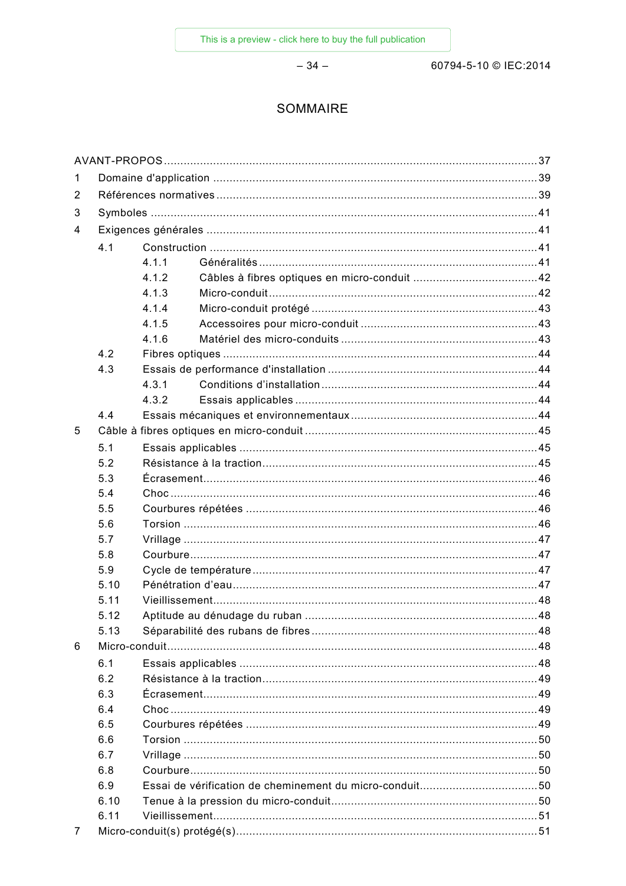# SOMMAIRE

AVANT-PROPOS ........................................................ 37

1 Domaine d'application ........................................................ 39

2 Références normatives ........................................................ 39

3 Symboles ........................................................ 41

4 Exigences générales ........................................................ 41

- 4.1 Construction ........................................................ 41
  - 4.1.1 Généralités ........................................................ 41
  - 4.1.2 Câbles à fibres optiques en micro-conduit ........................................................ 42
  - 4.1.3 Micro-conduit ........................................................ 42
  - 4.1.4 Micro-conduit protégé ........................................................ 43
  - 4.1.5 Accessoires pour micro-conduit ........................................................ 43
  - 4.1.6 Matériel des micro-conduits ........................................................ 43
- 4.2 Fibres optiques ........................................................ 44
- 4.3 Essais de performance d'installation ........................................................ 44
  - 4.3.1 Conditions d'installation ........................................................ 44
  - 4.3.2 Essais applicables ........................................................ 44
- 4.4 Essais mécaniques et environnementaux ........................................................ 44

5 Câble à fibres optiques en micro-conduit ........................................................ 45

- 5.1 Essais applicables ........................................................ 45
- 5.2 Résistance à la traction ........................................................ 45
- 5.3 Écrasement ........................................................ 46
- 5.4 Choc ........................................................ 46
- 5.5 Courbures répétées ........................................................ 46
- 5.6 Torsion ........................................................ 46
- 5.7 Vrillage ........................................................ 47
- 5.8 Courbure ........................................................ 47
- 5.9 Cycle de température ........................................................ 47
- 5.10 Pénétration d'eau ........................................................ 47
- 5.11 Vieillissement ........................................................ 48
- 5.12 Aptitude au dénudage du ruban ........................................................ 48
- 5.13 Séparabilité des rubans de fibres ........................................................ 48

6 Micro-conduit ........................................................ 48

- 6.1 Essais applicables ........................................................ 48
- 6.2 Résistance à la traction ........................................................ 49
- 6.3 Écrasement ........................................................ 49
- 6.4 Choc ........................................................ 49
- 6.5 Courbures répétées ........................................................ 49
- 6.6 Torsion ........................................................ 50
- 6.7 Vrillage ........................................................ 50
- 6.8 Courbure ........................................................ 50
- 6.9 Essai de vérification de cheminement du micro-conduit ........................................................ 50
- 6.10 Tenue à la pression du micro-conduit ........................................................ 50
- 6.11 Vieillissement ........................................................ 51

7 Micro-conduit(s) protégé(s) ........................................................ 51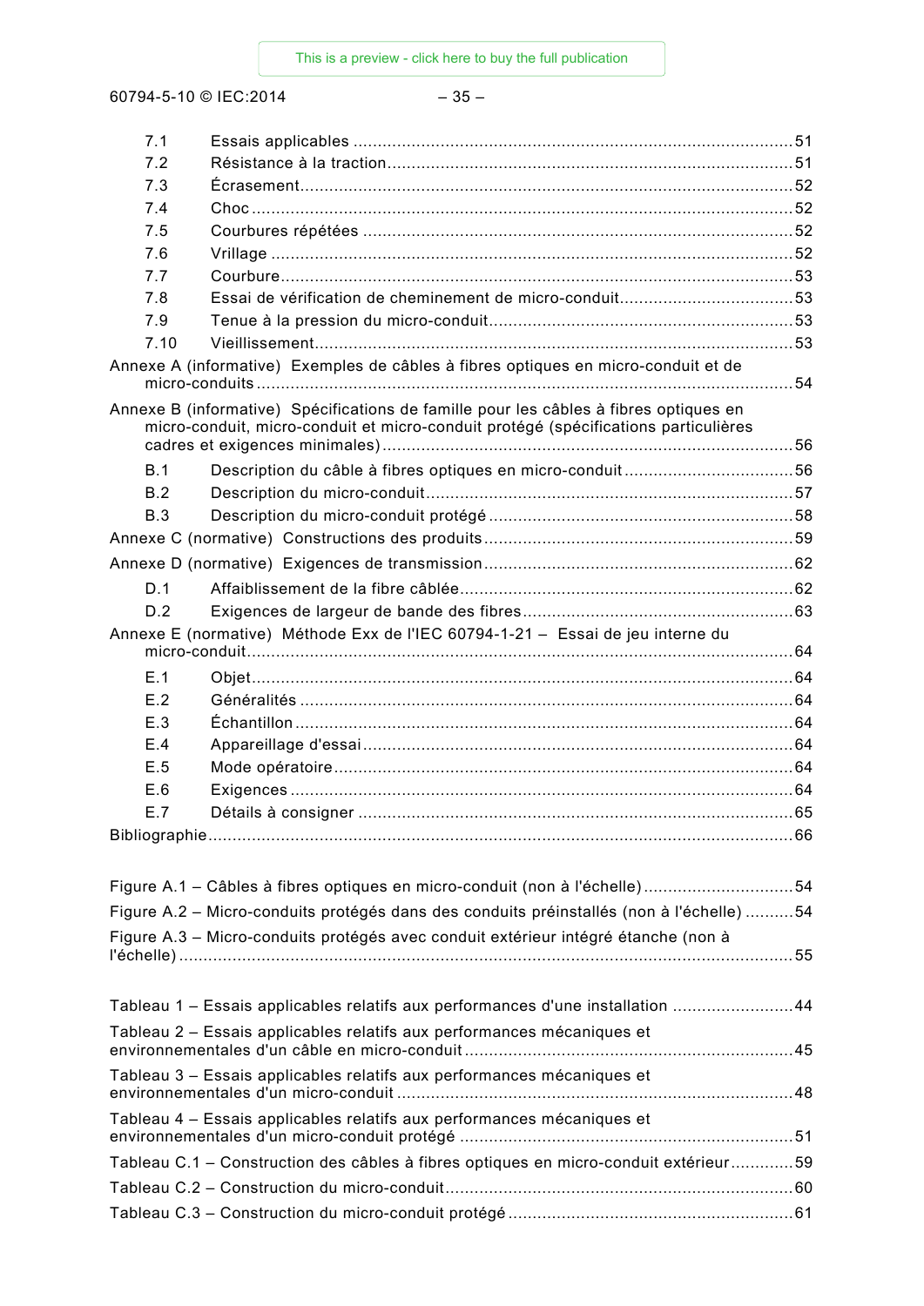7.1 Essais applicables ...........................................................................................51
7.2 Résistance à la traction ....................................................................................51
7.3 Écrasement .......................................................................................................52
7.4 Choc ..................................................................................................................52
7.5 Courbures répétées ..........................................................................................52
7.6 Vrillage ..............................................................................................................52
7.7 Courbure ...........................................................................................................53
7.8 Essai de vérification de cheminement de micro-conduit ....................................53
7.9 Tenue à la pression du micro-conduit ................................................................53
7.10 Vieillissement ...................................................................................................53

Annexe A (informative) Exemples de câbles à fibres optiques en micro-conduit et de micro-conduits ..................................................................................................................54

Annexe B (informative) Spécifications de famille pour les câbles à fibres optiques en micro-conduit, micro-conduit et micro-conduit protégé (spécifications particulières cadres et exigences minimales) .....................................................................................56

B.1 Description du câble à fibres optiques en micro-conduit ....................................56
B.2 Description du micro-conduit .............................................................................57
B.3 Description du micro-conduit protégé ................................................................58

Annexe C (normative) Constructions des produits ................................................................59

Annexe D (normative) Exigences de transmission ................................................................62

D.1 Affaiblissement de la fibre câblée .......................................................................62
D.2 Exigences de largeur de bande des fibres ..........................................................63

Annexe E (normative) Méthode Exx de l'IEC 60794-1-21 – Essai de jeu interne du micro-conduit ..................................................................................................................64

E.1 Objet ..................................................................................................................64
E.2 Généralités .........................................................................................................64
E.3 Échantillon ..........................................................................................................64
E.4 Appareillage d'essai ...........................................................................................64
E.5 Mode opératoire ..................................................................................................64
E.6 Exigences ...........................................................................................................64
E.7 Détails à consigner .............................................................................................65

Bibliographie ..........................................................................................................................66

Figure A.1 – Câbles à fibres optiques en micro-conduit (non à l'échelle) ................................54

Figure A.2 – Micro-conduits protégés dans des conduits préinstallés (non à l'échelle) ...........54

Figure A.3 – Micro-conduits protégés avec conduit extérieur intégré étanche (non à l'échelle) .................................................................................................................................55

Tableau 1 – Essais applicables relatifs aux performances d'une installation .........................44

Tableau 2 – Essais applicables relatifs aux performances mécaniques et environnementales d'un câble en micro-conduit ......................................................................45

Tableau 3 – Essais applicables relatifs aux performances mécaniques et environnementales d'un micro-conduit ..................................................................................48

Tableau 4 – Essais applicables relatifs aux performances mécaniques et environnementales d'un micro-conduit protégé .....................................................................51

Tableau C.1 – Construction des câbles à fibres optiques en micro-conduit extérieur .............59

Tableau C.2 – Construction du micro-conduit .........................................................................60

Tableau C.3 – Construction du micro-conduit protégé ............................................................61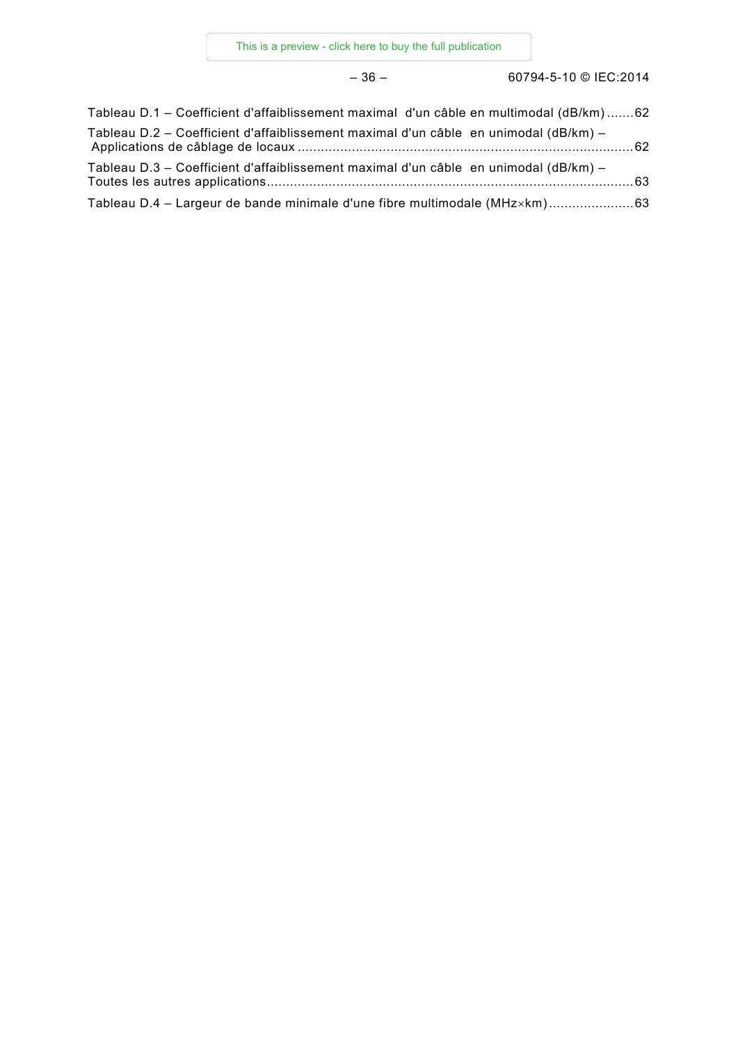Tableau D.1 – Coefficient d'affaiblissement maximal d'un câble en multimodal (dB/km) .......62

Tableau D.2 – Coefficient d'affaiblissement maximal d'un câble en unimodal (dB/km) – Applications de câblage de locaux .......62

Tableau D.3 – Coefficient d'affaiblissement maximal d'un câble en unimodal (dB/km) – Toutes les autres applications .......63

Tableau D.4 – Largeur de bande minimale d'une fibre multimodale (MHz×km) .......63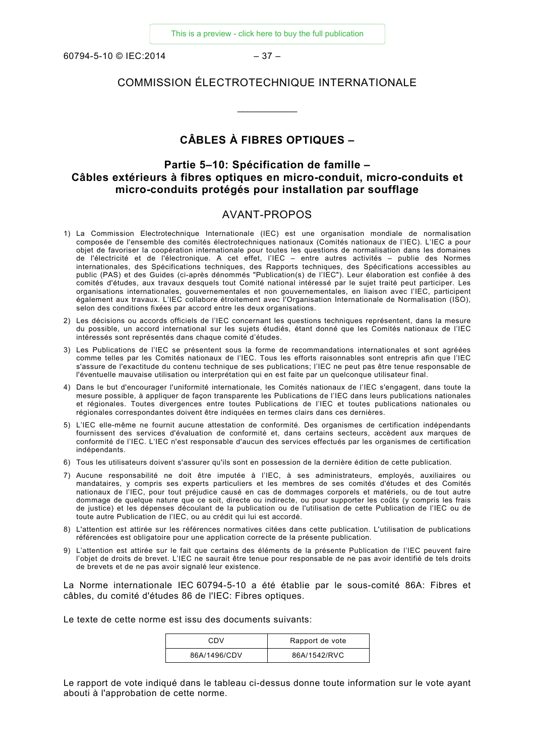COMMISSION ÉLECTROTECHNIQUE INTERNATIONALE

___________

# CÂBLES À FIBRES OPTIQUES –

## Partie 5–10: Spécification de famille – Câbles extérieurs à fibres optiques en micro-conduit, micro-conduits et micro-conduits protégés pour installation par soufflage

## AVANT-PROPOS

1) La Commission Electrotechnique Internationale (IEC) est une organisation mondiale de normalisation composée de l'ensemble des comités électrotechniques nationaux (Comités nationaux de l'IEC). L'IEC a pour objet de favoriser la coopération internationale pour toutes les questions de normalisation dans les domaines de l'électricité et de l'électronique. A cet effet, l'IEC – entre autres activités – publie des Normes internationales, des Spécifications techniques, des Rapports techniques, des Spécifications accessibles au public (PAS) et des Guides (ci-après dénommés "Publication(s) de l'IEC"). Leur élaboration est confiée à des comités d'études, aux travaux desquels tout Comité national intéressé par le sujet traité peut participer. Les organisations internationales, gouvernementales et non gouvernementales, en liaison avec l'IEC, participent également aux travaux. L'IEC collabore étroitement avec l'Organisation Internationale de Normalisation (ISO), selon des conditions fixées par accord entre les deux organisations.
2) Les décisions ou accords officiels de l'IEC concernant les questions techniques représentent, dans la mesure du possible, un accord international sur les sujets étudiés, étant donné que les Comités nationaux de l'IEC intéressés sont représentés dans chaque comité d'études.
3) Les Publications de l'IEC se présentent sous la forme de recommandations internationales et sont agréées comme telles par les Comités nationaux de l'IEC. Tous les efforts raisonnables sont entrepris afin que l'IEC s'assure de l'exactitude du contenu technique de ses publications; l'IEC ne peut pas être tenue responsable de l'éventuelle mauvaise utilisation ou interprétation qui en est faite par un quelconque utilisateur final.
4) Dans le but d'encourager l'uniformité internationale, les Comités nationaux de l'IEC s'engagent, dans toute la mesure possible, à appliquer de façon transparente les Publications de l'IEC dans leurs publications nationales et régionales. Toutes divergences entre toutes Publications de l'IEC et toutes publications nationales ou régionales correspondantes doivent être indiquées en termes clairs dans ces dernières.
5) L'IEC elle-même ne fournit aucune attestation de conformité. Des organismes de certification indépendants fournissent des services d'évaluation de conformité et, dans certains secteurs, accèdent aux marques de conformité de l'IEC. L'IEC n'est responsable d'aucun des services effectués par les organismes de certification indépendants.
6) Tous les utilisateurs doivent s'assurer qu'ils sont en possession de la dernière édition de cette publication.
7) Aucune responsabilité ne doit être imputée à l'IEC, à ses administrateurs, employés, auxiliaires ou mandataires, y compris ses experts particuliers et les membres de ses comités d'études et des Comités nationaux de l'IEC, pour tout préjudice causé en cas de dommages corporels et matériels, ou de tout autre dommage de quelque nature que ce soit, directe ou indirecte, ou pour supporter les coûts (y compris les frais de justice) et les dépenses découlant de la publication ou de l'utilisation de cette Publication de l'IEC ou de toute autre Publication de l'IEC, ou au crédit qui lui est accordé.
8) L'attention est attirée sur les références normatives citées dans cette publication. L'utilisation de publications référencées est obligatoire pour une application correcte de la présente publication.
9) L'attention est attirée sur le fait que certains des éléments de la présente Publication de l'IEC peuvent faire l'objet de droits de brevet. L'IEC ne saurait être tenue pour responsable de ne pas avoir identifié de tels droits de brevets et de ne pas avoir signalé leur existence.

La Norme internationale IEC 60794-5-10 a été établie par le sous-comité 86A: Fibres et câbles, du comité d'études 86 de l'IEC: Fibres optiques.

Le texte de cette norme est issu des documents suivants:

| CDV | Rapport de vote |
|---|---|
| 86A/1496/CDV | 86A/1542/RVC |

Le rapport de vote indiqué dans le tableau ci-dessus donne toute information sur le vote ayant abouti à l'approbation de cette norme.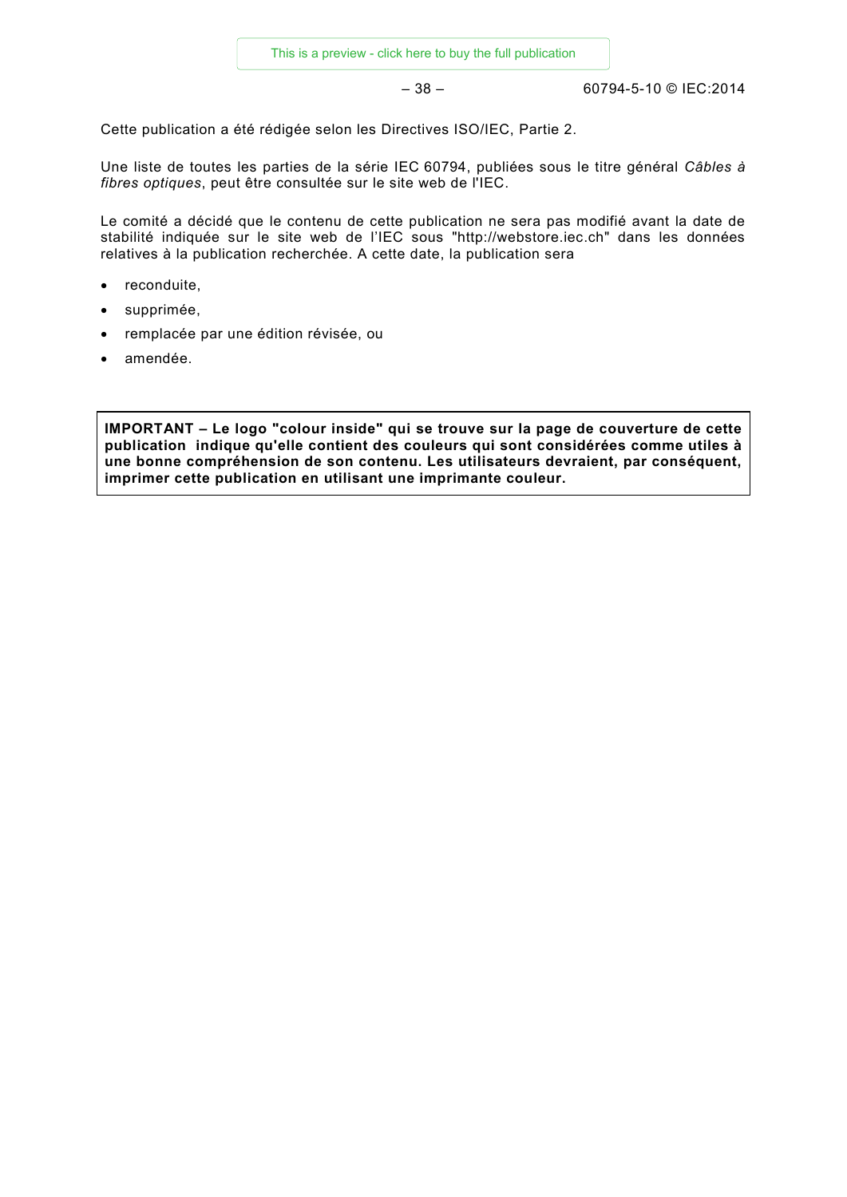Cette publication a été rédigée selon les Directives ISO/IEC, Partie 2.

Une liste de toutes les parties de la série IEC 60794, publiées sous le titre général *Câbles à fibres optiques*, peut être consultée sur le site web de l'IEC.

Le comité a décidé que le contenu de cette publication ne sera pas modifié avant la date de stabilité indiquée sur le site web de l’IEC sous "http://webstore.iec.ch" dans les données relatives à la publication recherchée. A cette date, la publication sera

- reconduite,
- supprimée,
- remplacée par une édition révisée, ou
- amendée.

**IMPORTANT – Le logo "colour inside" qui se trouve sur la page de couverture de cette publication indique qu'elle contient des couleurs qui sont considérées comme utiles à une bonne compréhension de son contenu. Les utilisateurs devraient, par conséquent, imprimer cette publication en utilisant une imprimante couleur.**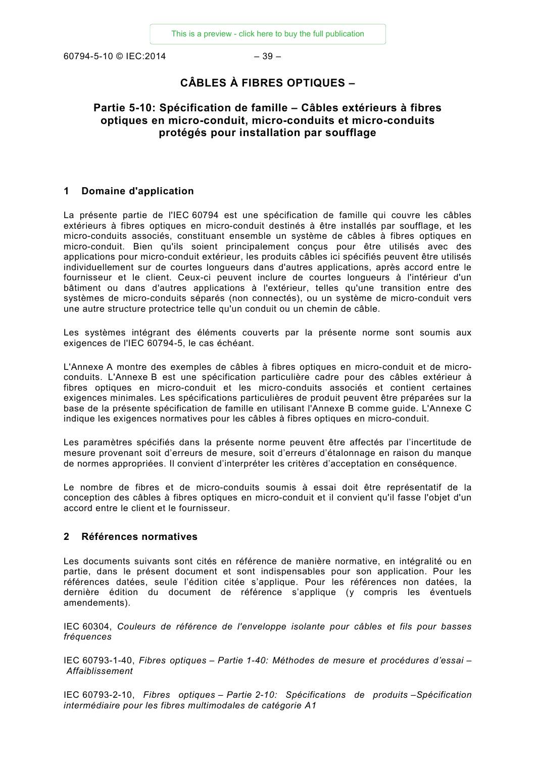# CÂBLES À FIBRES OPTIQUES –

## Partie 5-10: Spécification de famille – Câbles extérieurs à fibres optiques en micro-conduit, micro-conduits et micro-conduits protégés pour installation par soufflage

## 1 Domaine d'application

La présente partie de l'IEC 60794 est une spécification de famille qui couvre les câbles extérieurs à fibres optiques en micro-conduit destinés à être installés par soufflage, et les micro-conduits associés, constituant ensemble un système de câbles à fibres optiques en micro-conduit. Bien qu'ils soient principalement conçus pour être utilisés avec des applications pour micro-conduit extérieur, les produits câbles ici spécifiés peuvent être utilisés individuellement sur de courtes longueurs dans d'autres applications, après accord entre le fournisseur et le client. Ceux-ci peuvent inclure de courtes longueurs à l'intérieur d'un bâtiment ou dans d'autres applications à l'extérieur, telles qu'une transition entre des systèmes de micro-conduits séparés (non connectés), ou un système de micro-conduit vers une autre structure protectrice telle qu'un conduit ou un chemin de câble.

Les systèmes intégrant des éléments couverts par la présente norme sont soumis aux exigences de l'IEC 60794-5, le cas échéant.

L'Annexe A montre des exemples de câbles à fibres optiques en micro-conduit et de micro-conduits. L'Annexe B est une spécification particulière cadre pour des câbles extérieur à fibres optiques en micro-conduit et les micro-conduits associés et contient certaines exigences minimales. Les spécifications particulières de produit peuvent être préparées sur la base de la présente spécification de famille en utilisant l'Annexe B comme guide. L'Annexe C indique les exigences normatives pour les câbles à fibres optiques en micro-conduit.

Les paramètres spécifiés dans la présente norme peuvent être affectés par l'incertitude de mesure provenant soit d'erreurs de mesure, soit d'erreurs d'étalonnage en raison du manque de normes appropriées. Il convient d'interpréter les critères d'acceptation en conséquence.

Le nombre de fibres et de micro-conduits soumis à essai doit être représentatif de la conception des câbles à fibres optiques en micro-conduit et il convient qu'il fasse l'objet d'un accord entre le client et le fournisseur.

## 2 Références normatives

Les documents suivants sont cités en référence de manière normative, en intégralité ou en partie, dans le présent document et sont indispensables pour son application. Pour les références datées, seule l'édition citée s'applique. Pour les références non datées, la dernière édition du document de référence s'applique (y compris les éventuels amendements).

IEC 60304, *Couleurs de référence de l'enveloppe isolante pour câbles et fils pour basses fréquences*

IEC 60793-1-40, *Fibres optiques – Partie 1-40: Méthodes de mesure et procédures d'essai – Affaiblissement*

IEC 60793-2-10, *Fibres optiques – Partie 2-10: Spécifications de produits –Spécification intermédiaire pour les fibres multimodales de catégorie A1*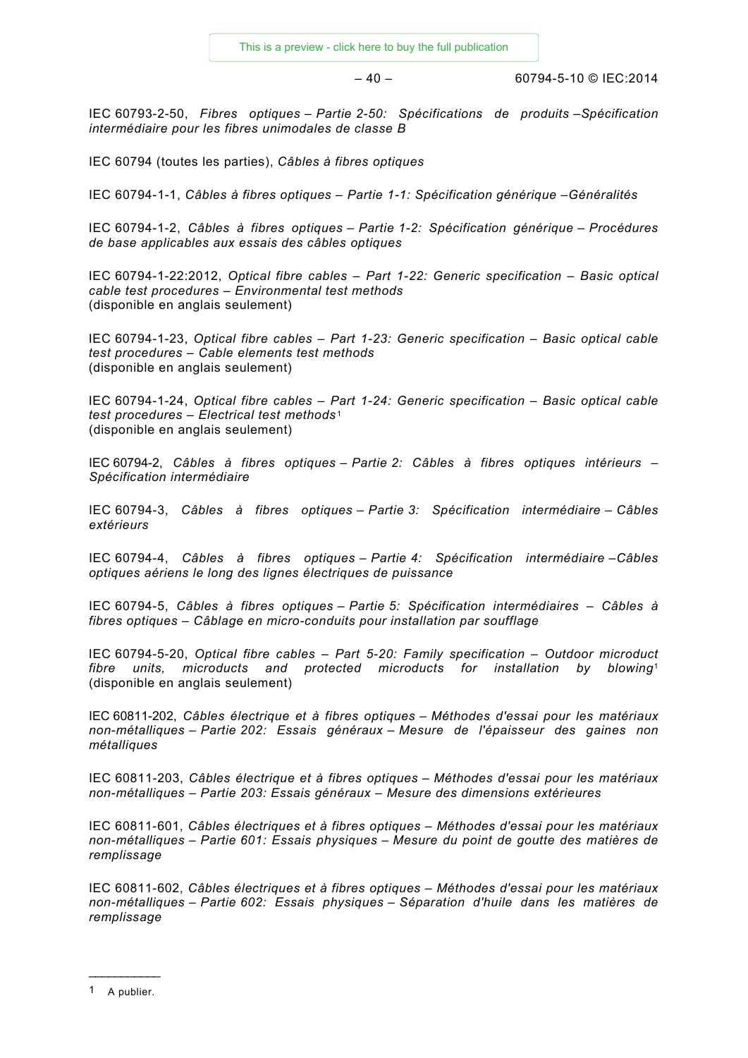IEC 60793-2-50, *Fibres optiques – Partie 2-50: Spécifications de produits –Spécification intermédiaire pour les fibres unimodales de classe B*

IEC 60794 (toutes les parties), *Câbles à fibres optiques*

IEC 60794-1-1, *Câbles à fibres optiques – Partie 1-1: Spécification générique –Généralités*

IEC 60794-1-2, *Câbles à fibres optiques – Partie 1-2: Spécification générique – Procédures de base applicables aux essais des câbles optiques*

IEC 60794-1-22:2012, *Optical fibre cables – Part 1-22: Generic specification – Basic optical cable test procedures – Environmental test methods*
(disponible en anglais seulement)

IEC 60794-1-23, *Optical fibre cables – Part 1-23: Generic specification – Basic optical cable test procedures – Cable elements test methods*
(disponible en anglais seulement)

IEC 60794-1-24, *Optical fibre cables – Part 1-24: Generic specification – Basic optical cable test procedures – Electrical test methods*[1]
(disponible en anglais seulement)

IEC 60794-2, *Câbles à fibres optiques – Partie 2: Câbles à fibres optiques intérieurs – Spécification intermédiaire*

IEC 60794-3, *Câbles à fibres optiques – Partie 3: Spécification intermédiaire – Câbles extérieurs*

IEC 60794-4, *Câbles à fibres optiques – Partie 4: Spécification intermédiaire –Câbles optiques aériens le long des lignes électriques de puissance*

IEC 60794-5, *Câbles à fibres optiques – Partie 5: Spécification intermédiaires – Câbles à fibres optiques – Câblage en micro-conduits pour installation par soufflage*

IEC 60794-5-20, *Optical fibre cables – Part 5-20: Family specification – Outdoor microduct fibre units, microducts and protected microducts for installation by blowing*[1]
(disponible en anglais seulement)

IEC 60811-202, *Câbles électrique et à fibres optiques – Méthodes d'essai pour les matériaux non-métalliques – Partie 202: Essais généraux – Mesure de l'épaisseur des gaines non métalliques*

IEC 60811-203, *Câbles électrique et à fibres optiques – Méthodes d'essai pour les matériaux non-métalliques – Partie 203: Essais généraux – Mesure des dimensions extérieures*

IEC 60811-601, *Câbles électriques et à fibres optiques – Méthodes d'essai pour les matériaux non-métalliques – Partie 601: Essais physiques – Mesure du point de goutte des matières de remplissage*

IEC 60811-602, *Câbles électriques et à fibres optiques – Méthodes d'essai pour les matériaux non-métalliques – Partie 602: Essais physiques – Séparation d'huile dans les matières de remplissage*

---

[1] A publier.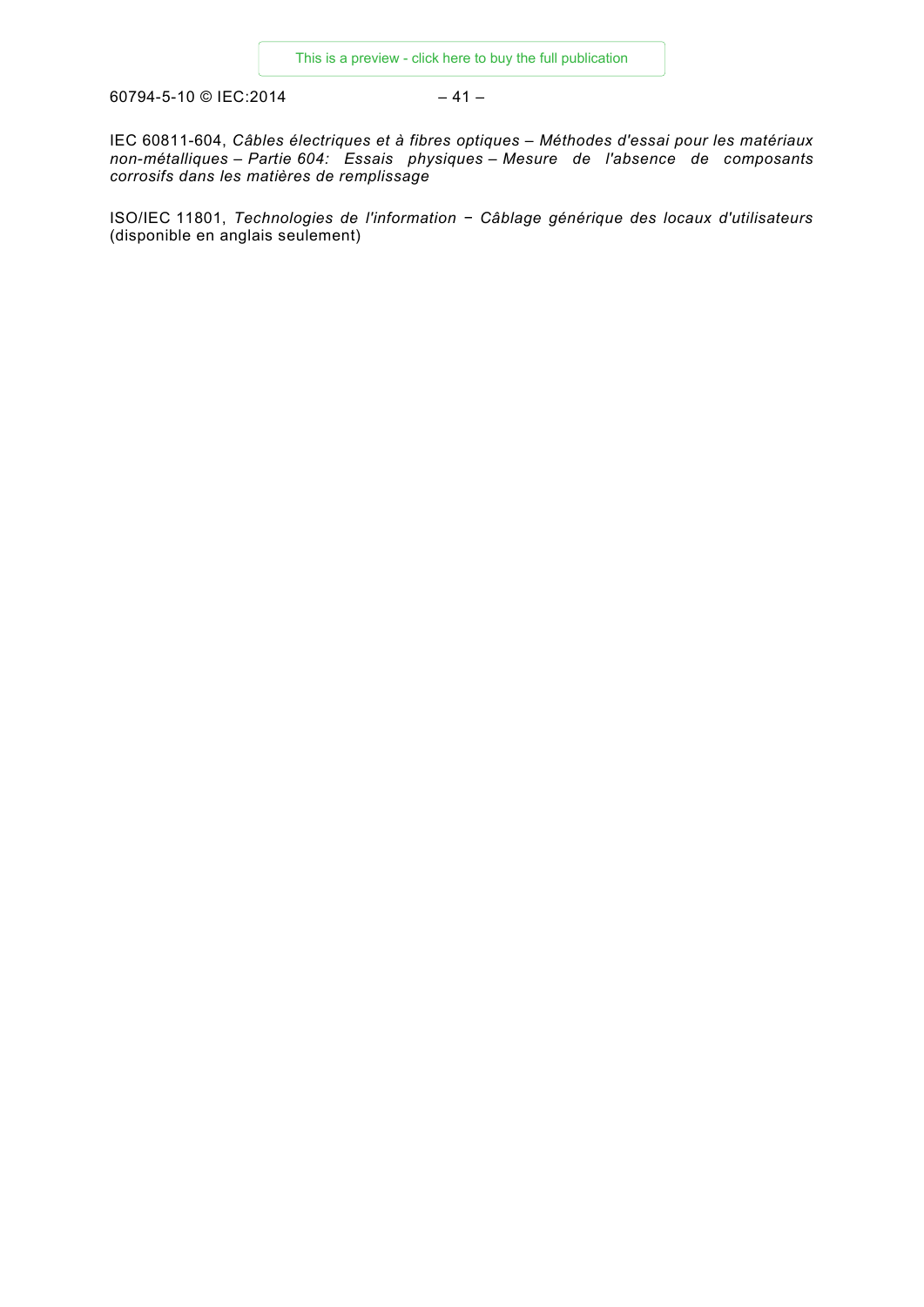IEC 60811-604, *Câbles électriques et à fibres optiques – Méthodes d'essai pour les matériaux non-métalliques – Partie 604: Essais physiques – Mesure de l'absence de composants corrosifs dans les matières de remplissage*

ISO/IEC 11801, *Technologies de l'information − Câblage générique des locaux d'utilisateurs* (disponible en anglais seulement)